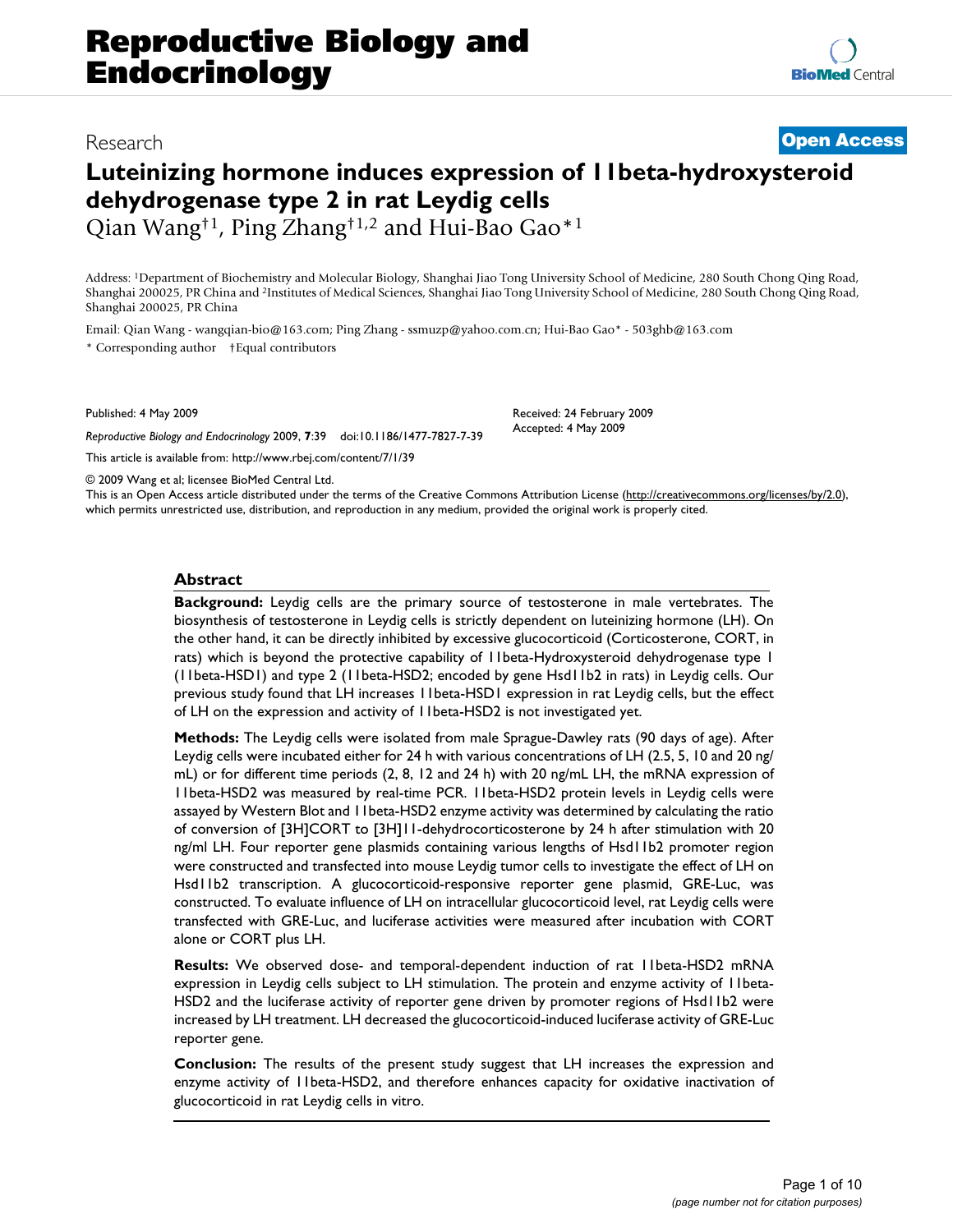Reproductive Biology and Endocrinology

Research

Open Access

# Luteinizing hormone induces expression of 11beta-hydroxysteroid dehydrogenase type 2 in rat Leydig cells

Qian Wang†[1], Ping Zhang†[1,2] and Hui-Bao Gao*[1]

Address: [1]Department of Biochemistry and Molecular Biology, Shanghai Jiao Tong University School of Medicine, 280 South Chong Qing Road, Shanghai 200025, PR China and [2]Institutes of Medical Sciences, Shanghai Jiao Tong University School of Medicine, 280 South Chong Qing Road, Shanghai 200025, PR China

Email: Qian Wang - wangqian-bio@163.com; Ping Zhang - ssmuzp@yahoo.com.cn; Hui-Bao Gao* - 503ghb@163.com

\* Corresponding author †Equal contributors

Published: 4 May 2009

*Reproductive Biology and Endocrinology* 2009, **7**:39 doi:10.1186/1477-7827-7-39

Received: 24 February 2009
Accepted: 4 May 2009

This article is available from: http://www.rbej.com/content/7/1/39

© 2009 Wang et al; licensee BioMed Central Ltd.
This is an Open Access article distributed under the terms of the Creative Commons Attribution License (http://creativecommons.org/licenses/by/2.0), which permits unrestricted use, distribution, and reproduction in any medium, provided the original work is properly cited.

## Abstract

**Background:** Leydig cells are the primary source of testosterone in male vertebrates. The biosynthesis of testosterone in Leydig cells is strictly dependent on luteinizing hormone (LH). On the other hand, it can be directly inhibited by excessive glucocorticoid (Corticosterone, CORT, in rats) which is beyond the protective capability of 11beta-Hydroxysteroid dehydrogenase type 1 (11beta-HSD1) and type 2 (11beta-HSD2; encoded by gene Hsd11b2 in rats) in Leydig cells. Our previous study found that LH increases 11beta-HSD1 expression in rat Leydig cells, but the effect of LH on the expression and activity of 11beta-HSD2 is not investigated yet.

**Methods:** The Leydig cells were isolated from male Sprague-Dawley rats (90 days of age). After Leydig cells were incubated either for 24 h with various concentrations of LH (2.5, 5, 10 and 20 ng/mL) or for different time periods (2, 8, 12 and 24 h) with 20 ng/mL LH, the mRNA expression of 11beta-HSD2 was measured by real-time PCR. 11beta-HSD2 protein levels in Leydig cells were assayed by Western Blot and 11beta-HSD2 enzyme activity was determined by calculating the ratio of conversion of [3H]CORT to [3H]11-dehydrocorticosterone by 24 h after stimulation with 20 ng/ml LH. Four reporter gene plasmids containing various lengths of Hsd11b2 promoter region were constructed and transfected into mouse Leydig tumor cells to investigate the effect of LH on Hsd11b2 transcription. A glucocorticoid-responsive reporter gene plasmid, GRE-Luc, was constructed. To evaluate influence of LH on intracellular glucocorticoid level, rat Leydig cells were transfected with GRE-Luc, and luciferase activities were measured after incubation with CORT alone or CORT plus LH.

**Results:** We observed dose- and temporal-dependent induction of rat 11beta-HSD2 mRNA expression in Leydig cells subject to LH stimulation. The protein and enzyme activity of 11beta-HSD2 and the luciferase activity of reporter gene driven by promoter regions of Hsd11b2 were increased by LH treatment. LH decreased the glucocorticoid-induced luciferase activity of GRE-Luc reporter gene.

**Conclusion:** The results of the present study suggest that LH increases the expression and enzyme activity of 11beta-HSD2, and therefore enhances capacity for oxidative inactivation of glucocorticoid in rat Leydig cells in vitro.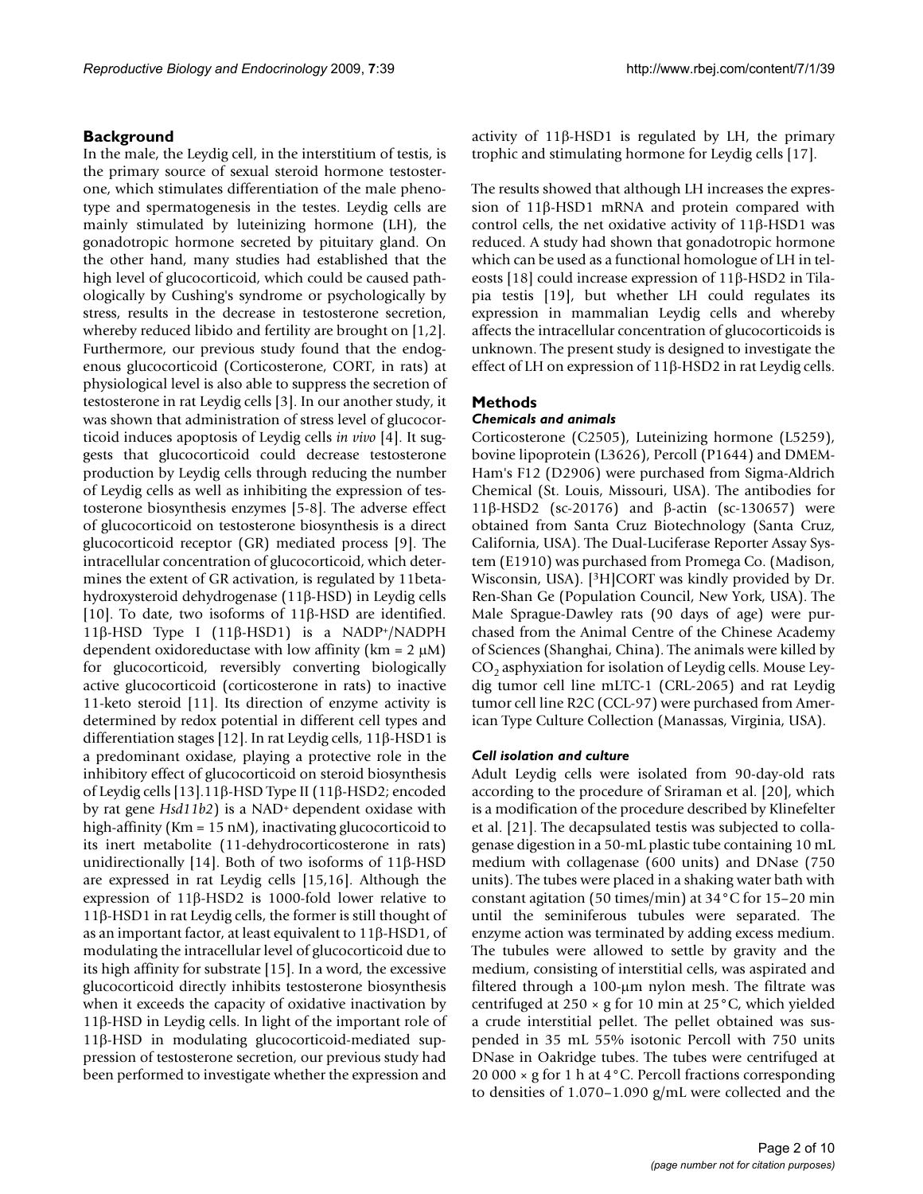## Background

In the male, the Leydig cell, in the interstitium of testis, is the primary source of sexual steroid hormone testosterone, which stimulates differentiation of the male phenotype and spermatogenesis in the testes. Leydig cells are mainly stimulated by luteinizing hormone (LH), the gonadotropic hormone secreted by pituitary gland. On the other hand, many studies had established that the high level of glucocorticoid, which could be caused pathologically by Cushing's syndrome or psychologically by stress, results in the decrease in testosterone secretion, whereby reduced libido and fertility are brought on [1,2]. Furthermore, our previous study found that the endogenous glucocorticoid (Corticosterone, CORT, in rats) at physiological level is also able to suppress the secretion of testosterone in rat Leydig cells [3]. In our another study, it was shown that administration of stress level of glucocorticoid induces apoptosis of Leydig cells *in vivo* [4]. It suggests that glucocorticoid could decrease testosterone production by Leydig cells through reducing the number of Leydig cells as well as inhibiting the expression of testosterone biosynthesis enzymes [5-8]. The adverse effect of glucocorticoid on testosterone biosynthesis is a direct glucocorticoid receptor (GR) mediated process [9]. The intracellular concentration of glucocorticoid, which determines the extent of GR activation, is regulated by 11beta-hydroxysteroid dehydrogenase (11β-HSD) in Leydig cells [10]. To date, two isoforms of 11β-HSD are identified. 11β-HSD Type I (11β-HSD1) is a $NADP^+$/NADPH dependent oxidoreductase with low affinity (km = 2 μM) for glucocorticoid, reversibly converting biologically active glucocorticoid (corticosterone in rats) to inactive 11-keto steroid [11]. Its direction of enzyme activity is determined by redox potential in different cell types and differentiation stages [12]. In rat Leydig cells, 11β-HSD1 is a predominant oxidase, playing a protective role in the inhibitory effect of glucocorticoid on steroid biosynthesis of Leydig cells [13].11β-HSD Type II (11β-HSD2; encoded by rat gene *Hsd11b2*) is a $NAD^+$ dependent oxidase with high-affinity (Km = 15 nM), inactivating glucocorticoid to its inert metabolite (11-dehydrocorticosterone in rats) unidirectionally [14]. Both of two isoforms of 11β-HSD are expressed in rat Leydig cells [15,16]. Although the expression of 11β-HSD2 is 1000-fold lower relative to 11β-HSD1 in rat Leydig cells, the former is still thought of as an important factor, at least equivalent to 11β-HSD1, of modulating the intracellular level of glucocorticoid due to its high affinity for substrate [15]. In a word, the excessive glucocorticoid directly inhibits testosterone biosynthesis when it exceeds the capacity of oxidative inactivation by 11β-HSD in Leydig cells. In light of the important role of 11β-HSD in modulating glucocorticoid-mediated suppression of testosterone secretion, our previous study had been performed to investigate whether the expression and activity of 11β-HSD1 is regulated by LH, the primary trophic and stimulating hormone for Leydig cells [17].

The results showed that although LH increases the expression of 11β-HSD1 mRNA and protein compared with control cells, the net oxidative activity of 11β-HSD1 was reduced. A study had shown that gonadotropic hormone which can be used as a functional homologue of LH in teleosts [18] could increase expression of 11β-HSD2 in Tilapia testis [19], but whether LH could regulates its expression in mammalian Leydig cells and whereby affects the intracellular concentration of glucocorticoids is unknown. The present study is designed to investigate the effect of LH on expression of 11β-HSD2 in rat Leydig cells.

## Methods

### Chemicals and animals

Corticosterone (C2505), Luteinizing hormone (L5259), bovine lipoprotein (L3626), Percoll (P1644) and DMEM-Ham's F12 (D2906) were purchased from Sigma-Aldrich Chemical (St. Louis, Missouri, USA). The antibodies for 11β-HSD2 (sc-20176) and β-actin (sc-130657) were obtained from Santa Cruz Biotechnology (Santa Cruz, California, USA). The Dual-Luciferase Reporter Assay System (E1910) was purchased from Promega Co. (Madison, Wisconsin, USA). [$^3$H]CORT was kindly provided by Dr. Ren-Shan Ge (Population Council, New York, USA). The Male Sprague-Dawley rats (90 days of age) were purchased from the Animal Centre of the Chinese Academy of Sciences (Shanghai, China). The animals were killed by $CO_2$ asphyxiation for isolation of Leydig cells. Mouse Leydig tumor cell line mLTC-1 (CRL-2065) and rat Leydig tumor cell line R2C (CCL-97) were purchased from American Type Culture Collection (Manassas, Virginia, USA).

### Cell isolation and culture

Adult Leydig cells were isolated from 90-day-old rats according to the procedure of Sriraman et al. [20], which is a modification of the procedure described by Klinefelter et al. [21]. The decapsulated testis was subjected to collagenase digestion in a 50-mL plastic tube containing 10 mL medium with collagenase (600 units) and DNase (750 units). The tubes were placed in a shaking water bath with constant agitation (50 times/min) at 34°C for 15–20 min until the seminiferous tubules were separated. The enzyme action was terminated by adding excess medium. The tubules were allowed to settle by gravity and the medium, consisting of interstitial cells, was aspirated and filtered through a 100-μm nylon mesh. The filtrate was centrifuged at 250 × g for 10 min at 25°C, which yielded a crude interstitial pellet. The pellet obtained was suspended in 35 mL 55% isotonic Percoll with 750 units DNase in Oakridge tubes. The tubes were centrifuged at 20 000 × g for 1 h at 4°C. Percoll fractions corresponding to densities of 1.070–1.090 g/mL were collected and the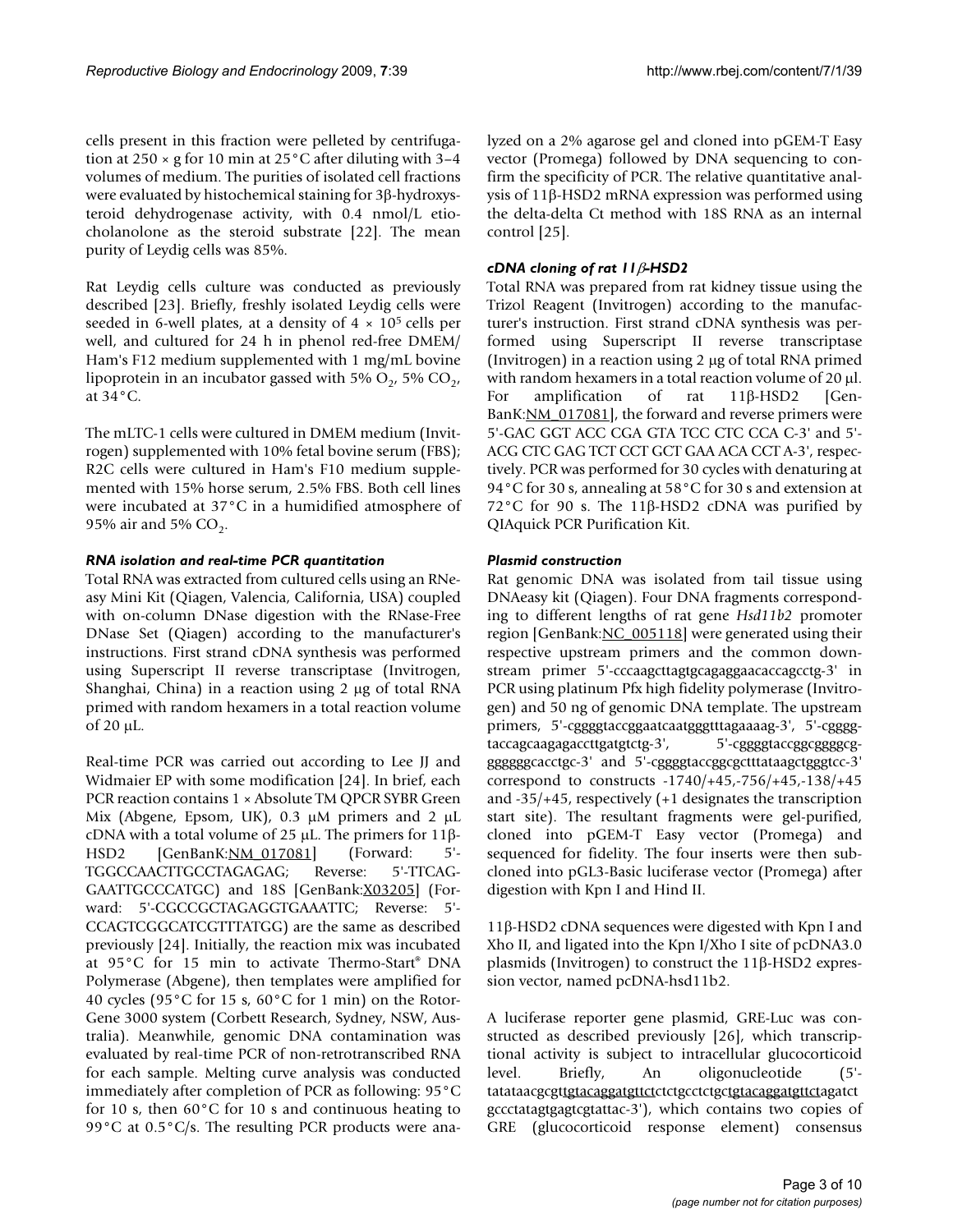cells present in this fraction were pelleted by centrifugation at 250 × g for 10 min at 25°C after diluting with 3–4 volumes of medium. The purities of isolated cell fractions were evaluated by histochemical staining for 3β-hydroxysteroid dehydrogenase activity, with 0.4 nmol/L etiocholanolone as the steroid substrate [22]. The mean purity of Leydig cells was 85%.

Rat Leydig cells culture was conducted as previously described [23]. Briefly, freshly isolated Leydig cells were seeded in 6-well plates, at a density of $4 \times 10^5$ cells per well, and cultured for 24 h in phenol red-free DMEM/Ham's F12 medium supplemented with 1 mg/mL bovine lipoprotein in an incubator gassed with 5% $O_2$, 5% $CO_2$, at 34°C.

The mLTC-1 cells were cultured in DMEM medium (Invitrogen) supplemented with 10% fetal bovine serum (FBS); R2C cells were cultured in Ham's F10 medium supplemented with 15% horse serum, 2.5% FBS. Both cell lines were incubated at 37°C in a humidified atmosphere of 95% air and 5% $CO_2$.

### *RNA isolation and real-time PCR quantitation*

Total RNA was extracted from cultured cells using an RNeasy Mini Kit (Qiagen, Valencia, California, USA) coupled with on-column DNase digestion with the RNase-Free DNase Set (Qiagen) according to the manufacturer's instructions. First strand cDNA synthesis was performed using Superscript II reverse transcriptase (Invitrogen, Shanghai, China) in a reaction using 2 μg of total RNA primed with random hexamers in a total reaction volume of 20 μL.

Real-time PCR was carried out according to Lee JJ and Widmaier EP with some modification [24]. In brief, each PCR reaction contains 1 × Absolute TM QPCR SYBR Green Mix (Abgene, Epsom, UK), 0.3 μM primers and 2 μL cDNA with a total volume of 25 μL. The primers for 11β-HSD2 [GenBanK:NM_017081] (Forward: 5'-TGGCCAACTTGCCTAGAGAG; Reverse: 5'-TTCAGGAATTGCCCATGC) and 18S [GenBank:X03205] (Forward: 5'-CGCCGCTAGAGGTGAAATTC; Reverse: 5'-CCAGTCGGCATCGTTTATGG) are the same as described previously [24]. Initially, the reaction mix was incubated at 95°C for 15 min to activate Thermo-Start® DNA Polymerase (Abgene), then templates were amplified for 40 cycles (95°C for 15 s, 60°C for 1 min) on the Rotor-Gene 3000 system (Corbett Research, Sydney, NSW, Australia). Meanwhile, genomic DNA contamination was evaluated by real-time PCR of non-retrotranscribed RNA for each sample. Melting curve analysis was conducted immediately after completion of PCR as following: 95°C for 10 s, then 60°C for 10 s and continuous heating to 99°C at 0.5°C/s. The resulting PCR products were analyzed on a 2% agarose gel and cloned into pGEM-T Easy vector (Promega) followed by DNA sequencing to confirm the specificity of PCR. The relative quantitative analysis of 11β-HSD2 mRNA expression was performed using the delta-delta Ct method with 18S RNA as an internal control [25].

### *cDNA cloning of rat 11β-HSD2*

Total RNA was prepared from rat kidney tissue using the Trizol Reagent (Invitrogen) according to the manufacturer's instruction. First strand cDNA synthesis was performed using Superscript II reverse transcriptase (Invitrogen) in a reaction using 2 μg of total RNA primed with random hexamers in a total reaction volume of 20 μl. For amplification of rat 11β-HSD2 [GenBanK:NM_017081], the forward and reverse primers were 5'-GAC GGT ACC CGA GTA TCC CTC CCA C-3' and 5'-ACG CTC GAG TCT CCT GCT GAA ACA CCT A-3', respectively. PCR was performed for 30 cycles with denaturing at 94°C for 30 s, annealing at 58°C for 30 s and extension at 72°C for 90 s. The 11β-HSD2 cDNA was purified by QIAquick PCR Purification Kit.

### *Plasmid construction*

Rat genomic DNA was isolated from tail tissue using DNAeasy kit (Qiagen). Four DNA fragments corresponding to different lengths of rat gene *Hsd11b2* promoter region [GenBank:NC_005118] were generated using their respective upstream primers and the common downstream primer 5'-cccaagcttagtgcagaggaacaccagcctg-3' in PCR using platinum Pfx high fidelity polymerase (Invitrogen) and 50 ng of genomic DNA template. The upstream primers, 5'-cggggtaccggaatcaatgggtttagaaaag-3', 5'-cggggtaccagcaagagaccttgatgtctg-3', 5'-cggggtaccggcggggcggggggcacctgc-3' and 5'-cggggtaccggcgctttataagctgggtcc-3' correspond to constructs -1740/+45,-756/+45,-138/+45 and -35/+45, respectively (+1 designates the transcription start site). The resultant fragments were gel-purified, cloned into pGEM-T Easy vector (Promega) and sequenced for fidelity. The four inserts were then subcloned into pGL3-Basic luciferase vector (Promega) after digestion with Kpn I and Hind II.

11β-HSD2 cDNA sequences were digested with Kpn I and Xho II, and ligated into the Kpn I/Xho I site of pcDNA3.0 plasmids (Invitrogen) to construct the 11β-HSD2 expression vector, named pcDNA-hsd11b2.

A luciferase reporter gene plasmid, GRE-Luc was constructed as described previously [26], which transcriptional activity is subject to intracellular glucocorticoid level. Briefly, An oligonucleotide (5'-tatataacgcgttgtacaggatgttctctctgcctctgctgtacaggatgttctagatctgccctatagtgagtcgtattac-3'), which contains two copies of GRE (glucocorticoid response element) consensus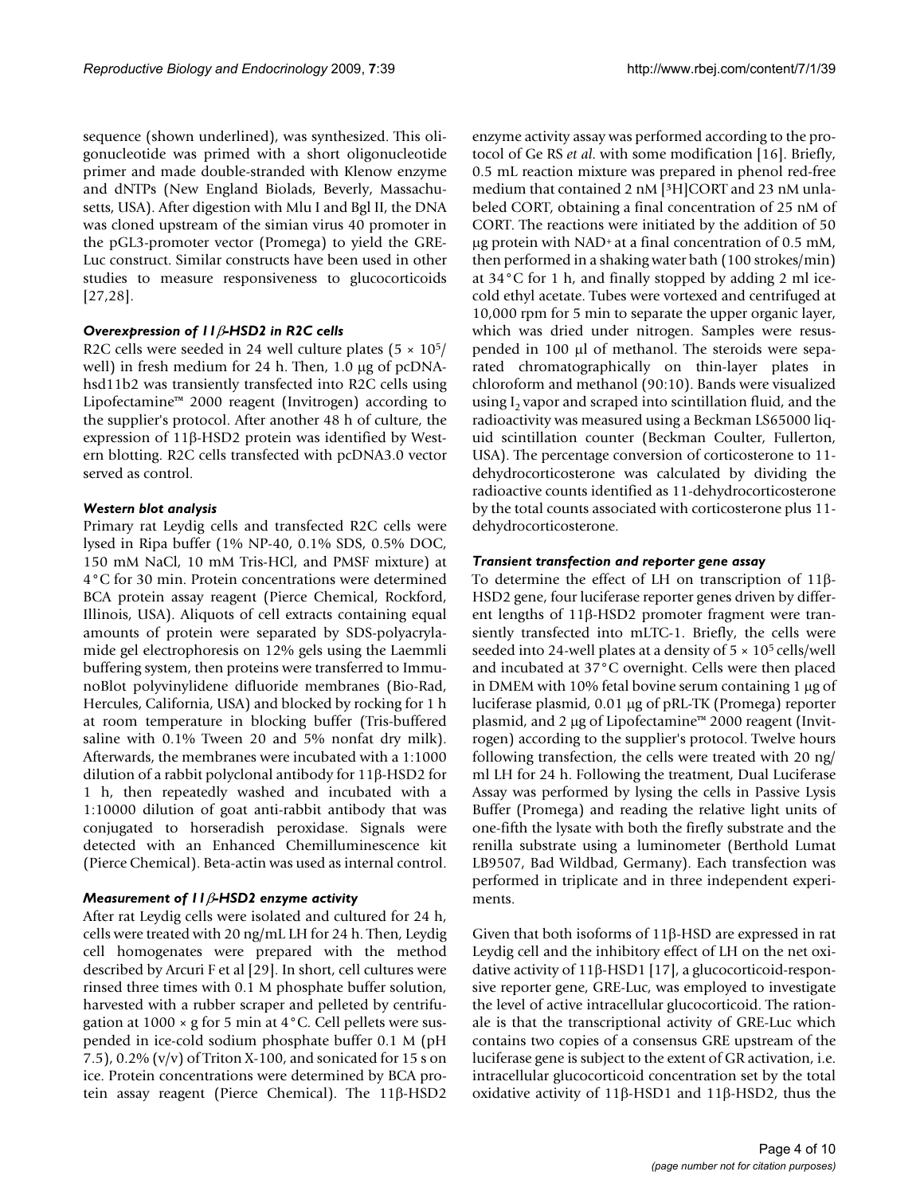sequence (shown underlined), was synthesized. This oligonucleotide was primed with a short oligonucleotide primer and made double-stranded with Klenow enzyme and dNTPs (New England Biolads, Beverly, Massachusetts, USA). After digestion with Mlu I and Bgl II, the DNA was cloned upstream of the simian virus 40 promoter in the pGL3-promoter vector (Promega) to yield the GRE-Luc construct. Similar constructs have been used in other studies to measure responsiveness to glucocorticoids [27,28].

### *Overexpression of 11β-HSD2 in R2C cells*

R2C cells were seeded in 24 well culture plates ($5 \times 10^5$/well) in fresh medium for 24 h. Then, 1.0 μg of pcDNA-hsd11b2 was transiently transfected into R2C cells using Lipofectamine™ 2000 reagent (Invitrogen) according to the supplier's protocol. After another 48 h of culture, the expression of 11β-HSD2 protein was identified by Western blotting. R2C cells transfected with pcDNA3.0 vector served as control.

### *Western blot analysis*

Primary rat Leydig cells and transfected R2C cells were lysed in Ripa buffer (1% NP-40, 0.1% SDS, 0.5% DOC, 150 mM NaCl, 10 mM Tris-HCl, and PMSF mixture) at 4°C for 30 min. Protein concentrations were determined BCA protein assay reagent (Pierce Chemical, Rockford, Illinois, USA). Aliquots of cell extracts containing equal amounts of protein were separated by SDS-polyacrylamide gel electrophoresis on 12% gels using the Laemmli buffering system, then proteins were transferred to ImmunoBlot polyvinylidene difluoride membranes (Bio-Rad, Hercules, California, USA) and blocked by rocking for 1 h at room temperature in blocking buffer (Tris-buffered saline with 0.1% Tween 20 and 5% nonfat dry milk). Afterwards, the membranes were incubated with a 1:1000 dilution of a rabbit polyclonal antibody for 11β-HSD2 for 1 h, then repeatedly washed and incubated with a 1:10000 dilution of goat anti-rabbit antibody that was conjugated to horseradish peroxidase. Signals were detected with an Enhanced Chemilluminescence kit (Pierce Chemical). Beta-actin was used as internal control.

### *Measurement of 11β-HSD2 enzyme activity*

After rat Leydig cells were isolated and cultured for 24 h, cells were treated with 20 ng/mL LH for 24 h. Then, Leydig cell homogenates were prepared with the method described by Arcuri F et al [29]. In short, cell cultures were rinsed three times with 0.1 M phosphate buffer solution, harvested with a rubber scraper and pelleted by centrifugation at 1000 × g for 5 min at 4°C. Cell pellets were suspended in ice-cold sodium phosphate buffer 0.1 M (pH 7.5), 0.2% (v/v) of Triton X-100, and sonicated for 15 s on ice. Protein concentrations were determined by BCA protein assay reagent (Pierce Chemical). The 11β-HSD2 enzyme activity assay was performed according to the protocol of Ge RS *et al.* with some modification [16]. Briefly, 0.5 mL reaction mixture was prepared in phenol red-free medium that contained 2 nM [$^3$H]CORT and 23 nM unlabeled CORT, obtaining a final concentration of 25 nM of CORT. The reactions were initiated by the addition of 50 μg protein with $NAD^+$ at a final concentration of 0.5 mM, then performed in a shaking water bath (100 strokes/min) at 34°C for 1 h, and finally stopped by adding 2 ml ice-cold ethyl acetate. Tubes were vortexed and centrifuged at 10,000 rpm for 5 min to separate the upper organic layer, which was dried under nitrogen. Samples were resuspended in 100 μl of methanol. The steroids were separated chromatographically on thin-layer plates in chloroform and methanol (90:10). Bands were visualized using $I_2$ vapor and scraped into scintillation fluid, and the radioactivity was measured using a Beckman LS65000 liquid scintillation counter (Beckman Coulter, Fullerton, USA). The percentage conversion of corticosterone to 11-dehydrocorticosterone was calculated by dividing the radioactive counts identified as 11-dehydrocorticosterone by the total counts associated with corticosterone plus 11-dehydrocorticosterone.

### *Transient transfection and reporter gene assay*

To determine the effect of LH on transcription of 11β-HSD2 gene, four luciferase reporter genes driven by different lengths of 11β-HSD2 promoter fragment were transiently transfected into mLTC-1. Briefly, the cells were seeded into 24-well plates at a density of $5 \times 10^5$ cells/well and incubated at 37°C overnight. Cells were then placed in DMEM with 10% fetal bovine serum containing 1 μg of luciferase plasmid, 0.01 μg of pRL-TK (Promega) reporter plasmid, and 2 μg of Lipofectamine™ 2000 reagent (Invitrogen) according to the supplier's protocol. Twelve hours following transfection, the cells were treated with 20 ng/ml LH for 24 h. Following the treatment, Dual Luciferase Assay was performed by lysing the cells in Passive Lysis Buffer (Promega) and reading the relative light units of one-fifth the lysate with both the firefly substrate and the renilla substrate using a luminometer (Berthold Lumat LB9507, Bad Wildbad, Germany). Each transfection was performed in triplicate and in three independent experiments.

Given that both isoforms of 11β-HSD are expressed in rat Leydig cell and the inhibitory effect of LH on the net oxidative activity of 11β-HSD1 [17], a glucocorticoid-responsive reporter gene, GRE-Luc, was employed to investigate the level of active intracellular glucocorticoid. The rationale is that the transcriptional activity of GRE-Luc which contains two copies of a consensus GRE upstream of the luciferase gene is subject to the extent of GR activation, i.e. intracellular glucocorticoid concentration set by the total oxidative activity of 11β-HSD1 and 11β-HSD2, thus the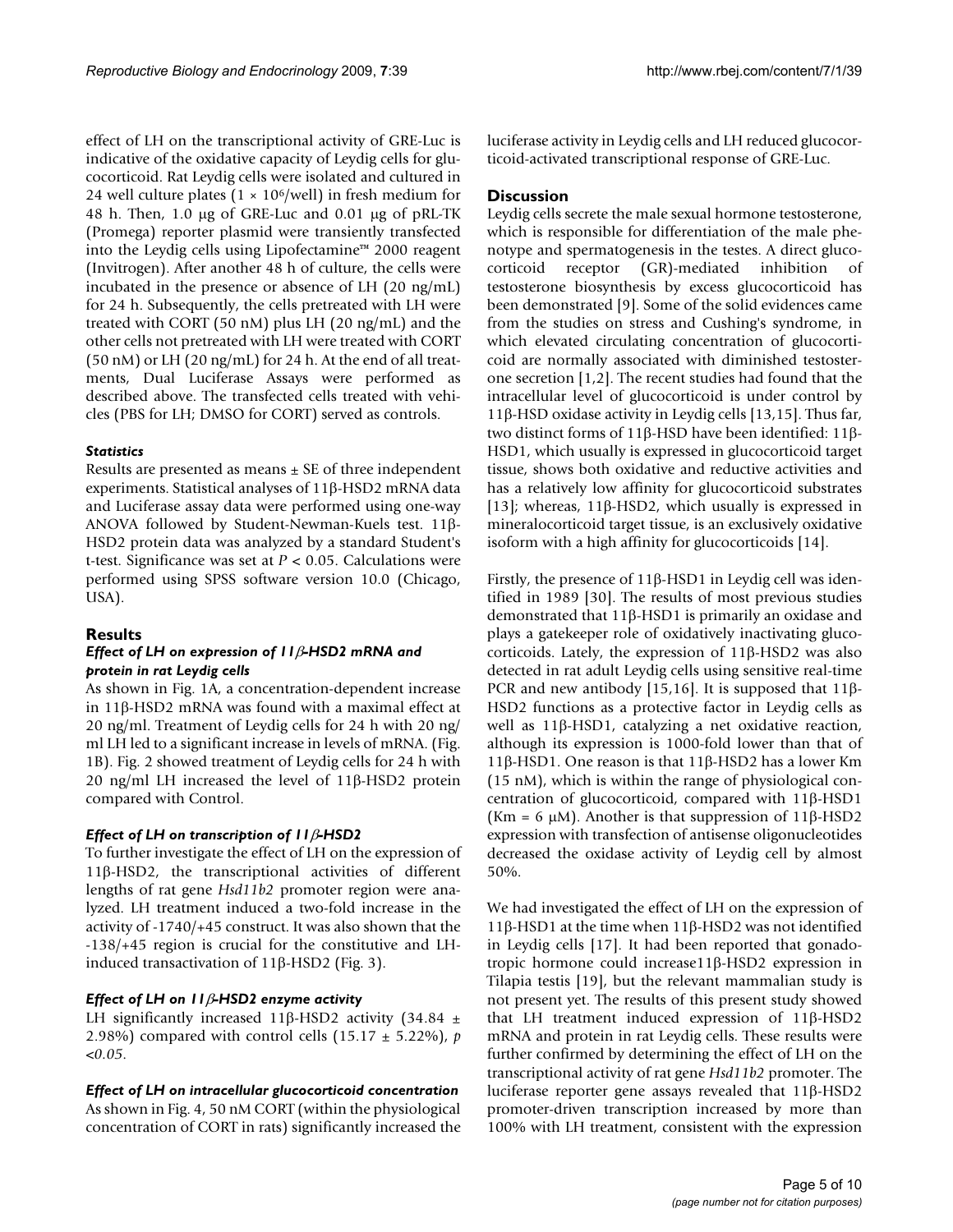effect of LH on the transcriptional activity of GRE-Luc is indicative of the oxidative capacity of Leydig cells for glucocorticoid. Rat Leydig cells were isolated and cultured in 24 well culture plates ($1 \times 10^6$/well) in fresh medium for 48 h. Then, 1.0 μg of GRE-Luc and 0.01 μg of pRL-TK (Promega) reporter plasmid were transiently transfected into the Leydig cells using Lipofectamine™ 2000 reagent (Invitrogen). After another 48 h of culture, the cells were incubated in the presence or absence of LH (20 ng/mL) for 24 h. Subsequently, the cells pretreated with LH were treated with CORT (50 nM) plus LH (20 ng/mL) and the other cells not pretreated with LH were treated with CORT (50 nM) or LH (20 ng/mL) for 24 h. At the end of all treatments, Dual Luciferase Assays were performed as described above. The transfected cells treated with vehicles (PBS for LH; DMSO for CORT) served as controls.

#### *Statistics*

Results are presented as means ± SE of three independent experiments. Statistical analyses of 11β-HSD2 mRNA data and Luciferase assay data were performed using one-way ANOVA followed by Student-Newman-Kuels test. 11β-HSD2 protein data was analyzed by a standard Student's t-test. Significance was set at $P < 0.05$. Calculations were performed using SPSS software version 10.0 (Chicago, USA).

## Results

#### *Effect of LH on expression of 11β-HSD2 mRNA and protein in rat Leydig cells*

As shown in Fig. 1A, a concentration-dependent increase in 11β-HSD2 mRNA was found with a maximal effect at 20 ng/ml. Treatment of Leydig cells for 24 h with 20 ng/ml LH led to a significant increase in levels of mRNA. (Fig. 1B). Fig. 2 showed treatment of Leydig cells for 24 h with 20 ng/ml LH increased the level of 11β-HSD2 protein compared with Control.

#### *Effect of LH on transcription of 11β-HSD2*

To further investigate the effect of LH on the expression of 11β-HSD2, the transcriptional activities of different lengths of rat gene *Hsd11b2* promoter region were analyzed. LH treatment induced a two-fold increase in the activity of -1740/+45 construct. It was also shown that the -138/+45 region is crucial for the constitutive and LH-induced transactivation of 11β-HSD2 (Fig. 3).

#### *Effect of LH on 11β-HSD2 enzyme activity*

LH significantly increased 11β-HSD2 activity (34.84 ± 2.98%) compared with control cells (15.17 ± 5.22%), $p < 0.05$.

#### *Effect of LH on intracellular glucocorticoid concentration*

As shown in Fig. 4, 50 nM CORT (within the physiological concentration of CORT in rats) significantly increased the luciferase activity in Leydig cells and LH reduced glucocorticoid-activated transcriptional response of GRE-Luc.

## Discussion

Leydig cells secrete the male sexual hormone testosterone, which is responsible for differentiation of the male phenotype and spermatogenesis in the testes. A direct glucocorticoid receptor (GR)-mediated inhibition of testosterone biosynthesis by excess glucocorticoid has been demonstrated [9]. Some of the solid evidences came from the studies on stress and Cushing's syndrome, in which elevated circulating concentration of glucocorticoid are normally associated with diminished testosterone secretion [1,2]. The recent studies had found that the intracellular level of glucocorticoid is under control by 11β-HSD oxidase activity in Leydig cells [13,15]. Thus far, two distinct forms of 11β-HSD have been identified: 11β-HSD1, which usually is expressed in glucocorticoid target tissue, shows both oxidative and reductive activities and has a relatively low affinity for glucocorticoid substrates [13]; whereas, 11β-HSD2, which usually is expressed in mineralocorticoid target tissue, is an exclusively oxidative isoform with a high affinity for glucocorticoids [14].

Firstly, the presence of 11β-HSD1 in Leydig cell was identified in 1989 [30]. The results of most previous studies demonstrated that 11β-HSD1 is primarily an oxidase and plays a gatekeeper role of oxidatively inactivating glucocorticoids. Lately, the expression of 11β-HSD2 was also detected in rat adult Leydig cells using sensitive real-time PCR and new antibody [15,16]. It is supposed that 11β-HSD2 functions as a protective factor in Leydig cells as well as 11β-HSD1, catalyzing a net oxidative reaction, although its expression is 1000-fold lower than that of 11β-HSD1. One reason is that 11β-HSD2 has a lower Km (15 nM), which is within the range of physiological concentration of glucocorticoid, compared with 11β-HSD1 (Km = 6 μM). Another is that suppression of 11β-HSD2 expression with transfection of antisense oligonucleotides decreased the oxidase activity of Leydig cell by almost 50%.

We had investigated the effect of LH on the expression of 11β-HSD1 at the time when 11β-HSD2 was not identified in Leydig cells [17]. It had been reported that gonadotropic hormone could increase11β-HSD2 expression in Tilapia testis [19], but the relevant mammalian study is not present yet. The results of this present study showed that LH treatment induced expression of 11β-HSD2 mRNA and protein in rat Leydig cells. These results were further confirmed by determining the effect of LH on the transcriptional activity of rat gene *Hsd11b2* promoter. The luciferase reporter gene assays revealed that 11β-HSD2 promoter-driven transcription increased by more than 100% with LH treatment, consistent with the expression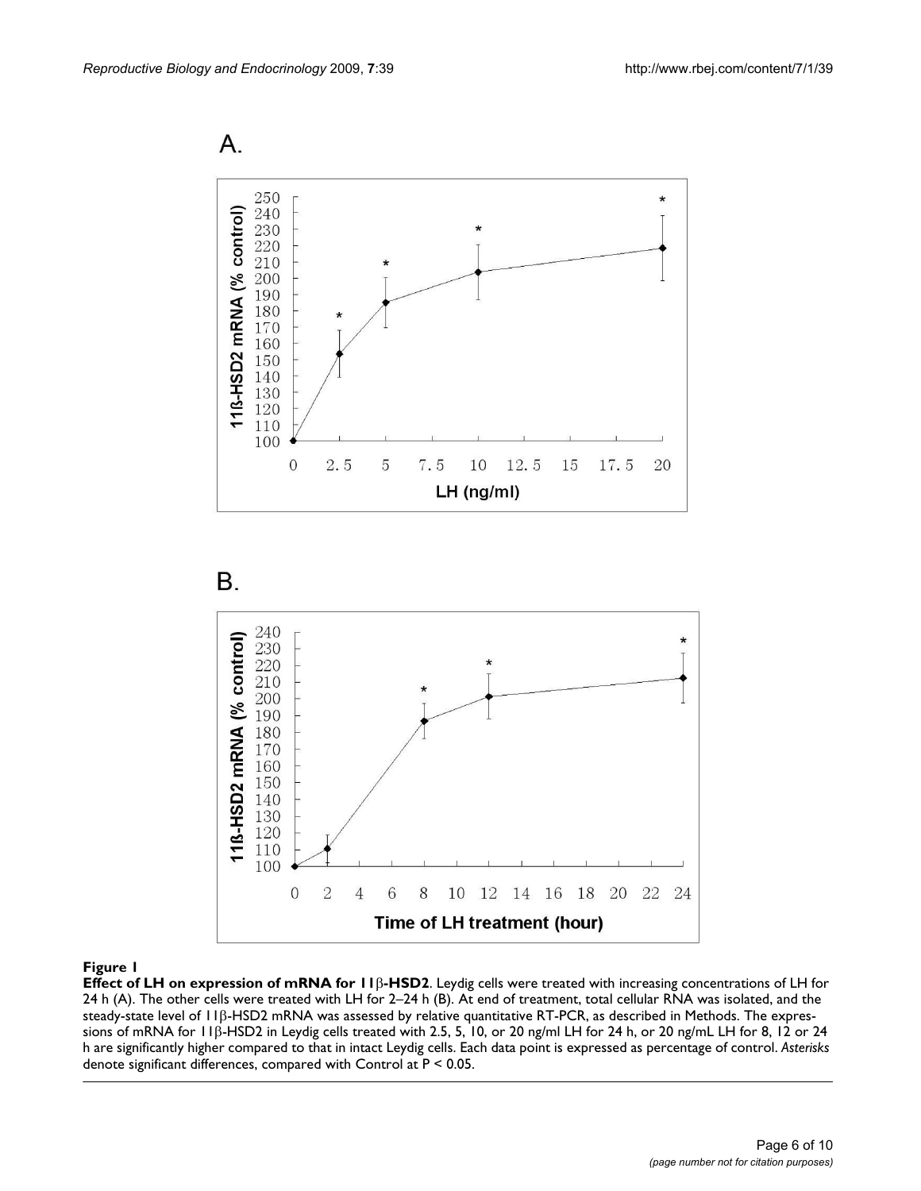**Figure 1**

**Effect of LH on expression of mRNA for 11β-HSD2**. Leydig cells were treated with increasing concentrations of LH for 24 h (A). The other cells were treated with LH for 2–24 h (B). At end of treatment, total cellular RNA was isolated, and the steady-state level of 11β-HSD2 mRNA was assessed by relative quantitative RT-PCR, as described in Methods. The expressions of mRNA for 11β-HSD2 in Leydig cells treated with 2.5, 5, 10, or 20 ng/ml LH for 24 h, or 20 ng/mL LH for 8, 12 or 24 h are significantly higher compared to that in intact Leydig cells. Each data point is expressed as percentage of control. *Asterisks* denote significant differences, compared with Control at $P < 0.05$.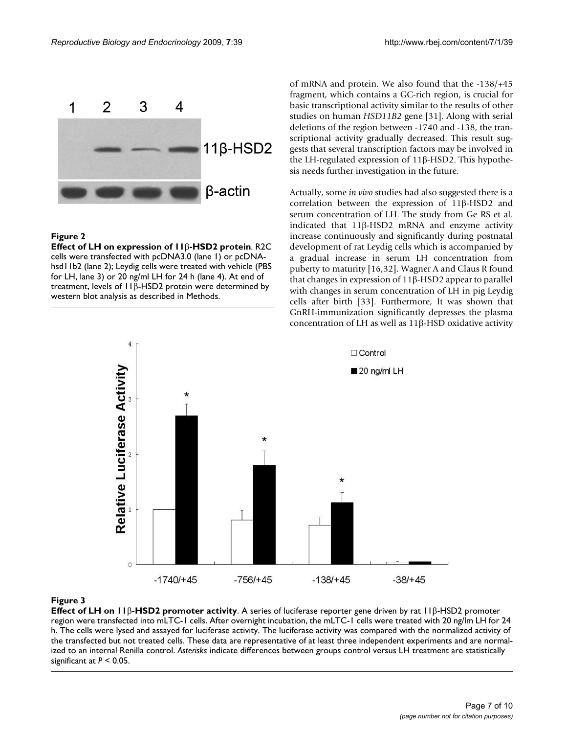**Figure 2**

**Effect of LH on expression of 11β-HSD2 protein**. R2C cells were transfected with pcDNA3.0 (lane 1) or pcDNA-hsd11b2 (lane 2); Leydig cells were treated with vehicle (PBS for LH, lane 3) or 20 ng/ml LH for 24 h (lane 4). At end of treatment, levels of 11β-HSD2 protein were determined by western blot analysis as described in Methods.

of mRNA and protein. We also found that the -138/+45 fragment, which contains a GC-rich region, is crucial for basic transcriptional activity similar to the results of other studies on human *HSD11B2* gene [31]. Along with serial deletions of the region between -1740 and -138, the transcriptional activity gradually decreased. This result suggests that several transcription factors may be involved in the LH-regulated expression of 11β-HSD2. This hypothesis needs further investigation in the future.

Actually, some *in vivo* studies had also suggested there is a correlation between the expression of 11β-HSD2 and serum concentration of LH. The study from Ge RS et al. indicated that 11β-HSD2 mRNA and enzyme activity increase continuously and significantly during postnatal development of rat Leydig cells which is accompanied by a gradual increase in serum LH concentration from puberty to maturity [16,32]. Wagner A and Claus R found that changes in expression of 11β-HSD2 appear to parallel with changes in serum concentration of LH in pig Leydig cells after birth [33]. Furthermore, It was shown that GnRH-immunization significantly depresses the plasma concentration of LH as well as 11β-HSD oxidative activity

**Figure 3**

**Effect of LH on 11β-HSD2 promoter activity**. A series of luciferase reporter gene driven by rat 11β-HSD2 promoter region were transfected into mLTC-1 cells. After overnight incubation, the mLTC-1 cells were treated with 20 ng/lm LH for 24 h. The cells were lysed and assayed for luciferase activity. The luciferase activity was compared with the normalized activity of the transfected but not treated cells. These data are representative of at least three independent experiments and are normalized to an internal Renilla control. *Asterisks* indicate differences between groups control versus LH treatment are statistically significant at $P < 0.05$.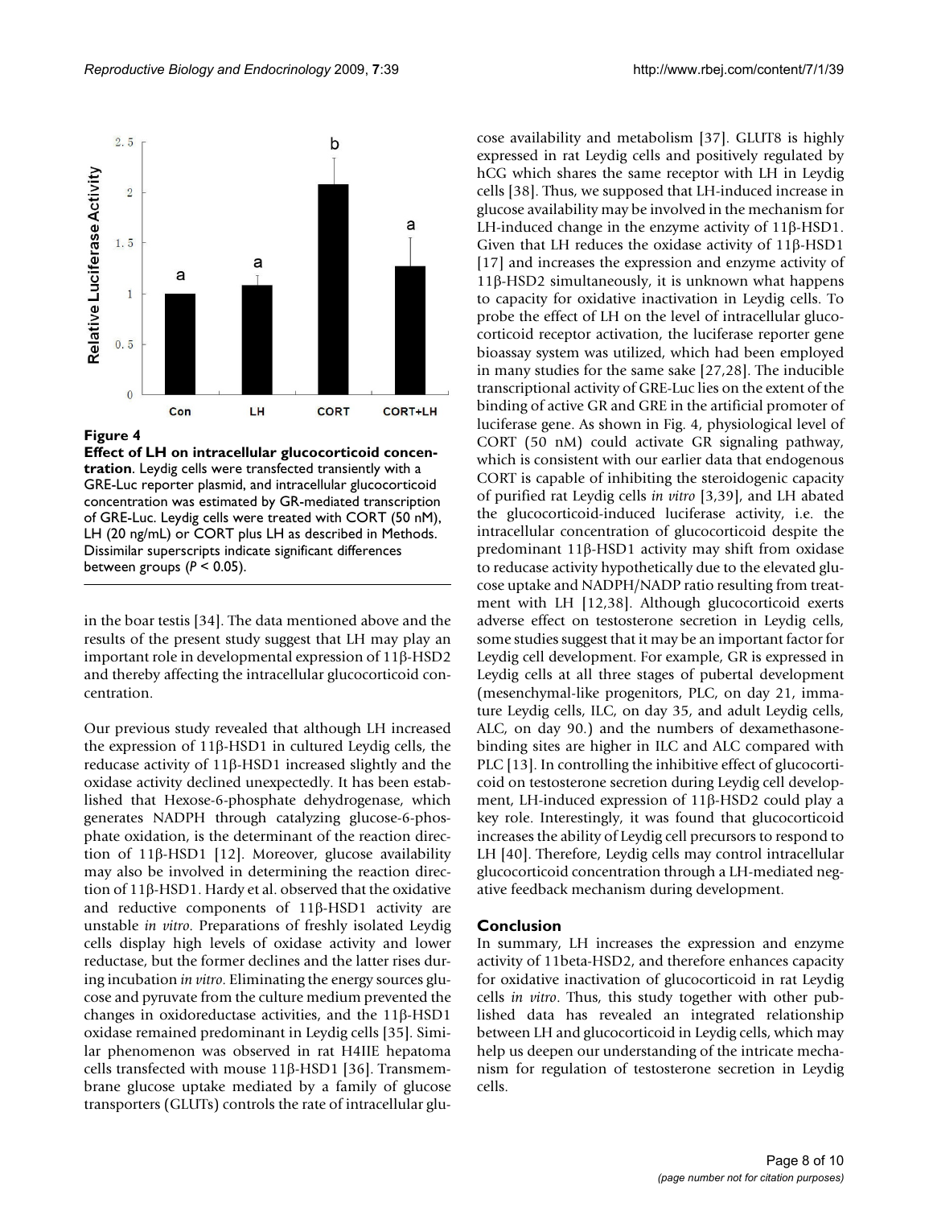**Figure 4**

**Effect of LH on intracellular glucocorticoid concentration**. Leydig cells were transfected transiently with a GRE-Luc reporter plasmid, and intracellular glucocorticoid concentration was estimated by GR-mediated transcription of GRE-Luc. Leydig cells were treated with CORT (50 nM), LH (20 ng/mL) or CORT plus LH as described in Methods. Dissimilar superscripts indicate significant differences between groups ($P < 0.05$).

in the boar testis [34]. The data mentioned above and the results of the present study suggest that LH may play an important role in developmental expression of 11β-HSD2 and thereby affecting the intracellular glucocorticoid concentration.

Our previous study revealed that although LH increased the expression of 11β-HSD1 in cultured Leydig cells, the reducase activity of 11β-HSD1 increased slightly and the oxidase activity declined unexpectedly. It has been established that Hexose-6-phosphate dehydrogenase, which generates NADPH through catalyzing glucose-6-phosphate oxidation, is the determinant of the reaction direction of 11β-HSD1 [12]. Moreover, glucose availability may also be involved in determining the reaction direction of 11β-HSD1. Hardy et al. observed that the oxidative and reductive components of 11β-HSD1 activity are unstable *in vitro*. Preparations of freshly isolated Leydig cells display high levels of oxidase activity and lower reductase, but the former declines and the latter rises during incubation *in vitro*. Eliminating the energy sources glucose and pyruvate from the culture medium prevented the changes in oxidoreductase activities, and the 11β-HSD1 oxidase remained predominant in Leydig cells [35]. Similar phenomenon was observed in rat H4IIE hepatoma cells transfected with mouse 11β-HSD1 [36]. Transmembrane glucose uptake mediated by a family of glucose transporters (GLUTs) controls the rate of intracellular glucose availability and metabolism [37]. GLUT8 is highly expressed in rat Leydig cells and positively regulated by hCG which shares the same receptor with LH in Leydig cells [38]. Thus, we supposed that LH-induced increase in glucose availability may be involved in the mechanism for LH-induced change in the enzyme activity of 11β-HSD1. Given that LH reduces the oxidase activity of 11β-HSD1 [17] and increases the expression and enzyme activity of 11β-HSD2 simultaneously, it is unknown what happens to capacity for oxidative inactivation in Leydig cells. To probe the effect of LH on the level of intracellular glucocorticoid receptor activation, the luciferase reporter gene bioassay system was utilized, which had been employed in many studies for the same sake [27,28]. The inducible transcriptional activity of GRE-Luc lies on the extent of the binding of active GR and GRE in the artificial promoter of luciferase gene. As shown in Fig. 4, physiological level of CORT (50 nM) could activate GR signaling pathway, which is consistent with our earlier data that endogenous CORT is capable of inhibiting the steroidogenic capacity of purified rat Leydig cells *in vitro* [3,39], and LH abated the glucocorticoid-induced luciferase activity, i.e. the intracellular concentration of glucocorticoid despite the predominant 11β-HSD1 activity may shift from oxidase to reducase activity hypothetically due to the elevated glucose uptake and NADPH/NADP ratio resulting from treatment with LH [12,38]. Although glucocorticoid exerts adverse effect on testosterone secretion in Leydig cells, some studies suggest that it may be an important factor for Leydig cell development. For example, GR is expressed in Leydig cells at all three stages of pubertal development (mesenchymal-like progenitors, PLC, on day 21, immature Leydig cells, ILC, on day 35, and adult Leydig cells, ALC, on day 90.) and the numbers of dexamethasone-binding sites are higher in ILC and ALC compared with PLC [13]. In controlling the inhibitive effect of glucocorticoid on testosterone secretion during Leydig cell development, LH-induced expression of 11β-HSD2 could play a key role. Interestingly, it was found that glucocorticoid increases the ability of Leydig cell precursors to respond to LH [40]. Therefore, Leydig cells may control intracellular glucocorticoid concentration through a LH-mediated negative feedback mechanism during development.

## Conclusion

In summary, LH increases the expression and enzyme activity of 11beta-HSD2, and therefore enhances capacity for oxidative inactivation of glucocorticoid in rat Leydig cells *in vitro*. Thus, this study together with other published data has revealed an integrated relationship between LH and glucocorticoid in Leydig cells, which may help us deepen our understanding of the intricate mechanism for regulation of testosterone secretion in Leydig cells.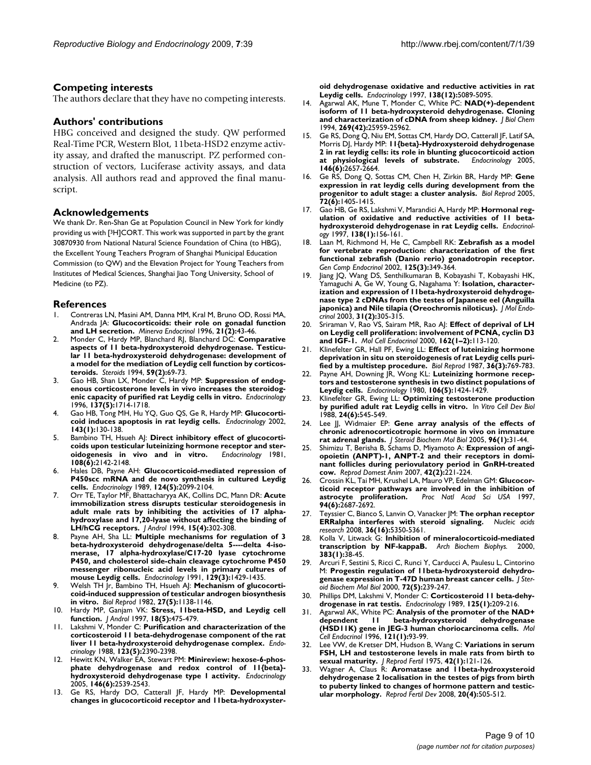## Competing interests

The authors declare that they have no competing interests.

## Authors' contributions

HBG conceived and designed the study. QW performed Real-Time PCR, Western Blot, 11beta-HSD2 enzyme activity assay, and drafted the manuscript. PZ performed construction of vectors, Luciferase activity assays, and data analysis. All authors read and approved the final manuscript.

## Acknowledgements

We thank Dr. Ren-Shan Ge at Population Council in New York for kindly providing us with [$^3$H]CORT. This work was supported in part by the grant 30870930 from National Natural Science Foundation of China (to HBG), the Excellent Young Teachers Program of Shanghai Municipal Education Commission (to QW) and the Elevation Project for Young Teachers from Institutes of Medical Sciences, Shanghai Jiao Tong University, School of Medicine (to PZ).

## References

1. Contreras LN, Masini AM, Danna MM, Kral M, Bruno OD, Rossi MA, Andrada JA: **Glucocorticoids: their role on gonadal function and LH secretion.** *Minerva Endocrinol* 1996, **21(2)**:43-46.
2. Monder C, Hardy MP, Blanchard RJ, Blanchard DC: **Comparative aspects of 11 beta-hydroxysteroid dehydrogenase. Testicular 11 beta-hydroxysteroid dehydrogenase: development of a model for the mediation of Leydig cell function by corticosteroids.** *Steroids* 1994, **59(2)**:69-73.
3. Gao HB, Shan LX, Monder C, Hardy MP: **Suppression of endogenous corticosterone levels in vivo increases the steroidogenic capacity of purified rat Leydig cells in vitro.** *Endocrinology* 1996, **137(5)**:1714-1718.
4. Gao HB, Tong MH, Hu YQ, Guo QS, Ge R, Hardy MP: **Glucocorticoid induces apoptosis in rat leydig cells.** *Endocrinology* 2002, **143(1)**:130-138.
5. Bambino TH, Hsueh AJ: **Direct inhibitory effect of glucocorticoids upon testicular luteinizing hormone receptor and steroidogenesis in vivo and in vitro.** *Endocrinology* 1981, **108(6)**:2142-2148.
6. Hales DB, Payne AH: **Glucocorticoid-mediated repression of P450scc mRNA and de novo synthesis in cultured Leydig cells.** *Endocrinology* 1989, **124(5)**:2099-2104.
7. Orr TE, Taylor MF, Bhattacharyya AK, Collins DC, Mann DR: **Acute immobilization stress disrupts testicular steroidogenesis in adult male rats by inhibiting the activities of 17 alpha-hydroxylase and 17,20-lyase without affecting the binding of LH/hCG receptors.** *J Androl* 1994, **15(4)**:302-308.
8. Payne AH, Sha LL: **Multiple mechanisms for regulation of 3 beta-hydroxysteroid dehydrogenase/delta 5----delta 4-isomerase, 17 alpha-hydroxylase/C17-20 lyase cytochrome P450, and cholesterol side-chain cleavage cytochrome P450 messenger ribonucleic acid levels in primary cultures of mouse Leydig cells.** *Endocrinology* 1991, **129(3)**:1429-1435.
9. Welsh TH Jr, Bambino TH, Hsueh AJ: **Mechanism of glucocorticoid-induced suppression of testicular androgen biosynthesis in vitro.** *Biol Reprod* 1982, **27(5)**:1138-1146.
10. Hardy MP, Ganjam VK: **Stress, 11beta-HSD, and Leydig cell function.** *J Androl* 1997, **18(5)**:475-479.
11. Lakshmi V, Monder C: **Purification and characterization of the corticosteroid 11 beta-dehydrogenase component of the rat liver 11 beta-hydroxysteroid dehydrogenase complex.** *Endocrinology* 1988, **123(5)**:2390-2398.
12. Hewitt KN, Walker EA, Stewart PM: **Minireview: hexose-6-phosphate dehydrogenase and redox control of 11{beta}-hydroxysteroid dehydrogenase type 1 activity.** *Endocrinology* 2005, **146(6)**:2539-2543.
13. Ge RS, Hardy DO, Catterall JF, Hardy MP: **Developmental changes in glucocorticoid receptor and 11beta-hydroxysteroid dehydrogenase oxidative and reductive activities in rat Leydig cells.** *Endocrinology* 1997, **138(12)**:5089-5095.
14. Agarwal AK, Mune T, Monder C, White PC: **NAD(+)-dependent isoform of 11 beta-hydroxysteroid dehydrogenase. Cloning and characterization of cDNA from sheep kidney.** *J Biol Chem* 1994, **269(42)**:25959-25962.
15. Ge RS, Dong Q, Niu EM, Sottas CM, Hardy DO, Catterall JF, Latif SA, Morris DJ, Hardy MP: **11{beta}-Hydroxysteroid dehydrogenase 2 in rat leydig cells: its role in blunting glucocorticoid action at physiological levels of substrate.** *Endocrinology* 2005, **146(6)**:2657-2664.
16. Ge RS, Dong Q, Sottas CM, Chen H, Zirkin BR, Hardy MP: **Gene expression in rat leydig cells during development from the progenitor to adult stage: a cluster analysis.** *Biol Reprod* 2005, **72(6)**:1405-1415.
17. Gao HB, Ge RS, Lakshmi V, Marandici A, Hardy MP: **Hormonal regulation of oxidative and reductive activities of 11 beta-hydroxysteroid dehydrogenase in rat Leydig cells.** *Endocrinology* 1997, **138(1)**:156-161.
18. Laan M, Richmond H, He C, Campbell RK: **Zebrafish as a model for vertebrate reproduction: characterization of the first functional zebrafish (Danio rerio) gonadotropin receptor.** *Gen Comp Endocrinol* 2002, **125(3)**:349-364.
19. Jiang JQ, Wang DS, Senthilkumaran B, Kobayashi T, Kobayashi HK, Yamaguchi A, Ge W, Young G, Nagahama Y: **Isolation, characterization and expression of 11beta-hydroxysteroid dehydrogenase type 2 cDNAs from the testes of Japanese eel (Anguilla japonica) and Nile tilapia (Oreochromis niloticus).** *J Mol Endocrinol* 2003, **31(2)**:305-315.
20. Sriraman V, Rao VS, Sairam MR, Rao AJ: **Effect of deprival of LH on Leydig cell proliferation: involvement of PCNA, cyclin D3 and IGF-1.** *Mol Cell Endocrinol* 2000, **162(1–2)**:113-120.
21. Klinefelter GR, Hall PF, Ewing LL: **Effect of luteinizing hormone deprivation in situ on steroidogenesis of rat Leydig cells purified by a multistep procedure.** *Biol Reprod* 1987, **36(3)**:769-783.
22. Payne AH, Downing JR, Wong KL: **Luteinizing hormone receptors and testosterone synthesis in two distinct populations of Leydig cells.** *Endocrinology* 1980, **106(5)**:1424-1429.
23. Klinefelter GR, Ewing LL: **Optimizing testosterone production by purified adult rat Leydig cells in vitro.** In *Vitro Cell Dev Biol* 1988, **24(6)**:545-549.
24. Lee JJ, Widmaier EP: **Gene array analysis of the effects of chronic adrenocorticotropic hormone in vivo on immature rat adrenal glands.** *J Steroid Biochem Mol Biol* 2005, **96(1)**:31-44.
25. Shimizu T, Berisha B, Schams D, Miyamoto A: **Expression of angiopoietin (ANPT)-1, ANPT-2 and their receptors in dominant follicles during periovulatory period in GnRH-treated cow.** *Reprod Domest Anim* 2007, **42(2)**:221-224.
26. Crossin KL, Tai MH, Krushel LA, Mauro VP, Edelman GM: **Glucocorticoid receptor pathways are involved in the inhibition of astrocyte proliferation.** *Proc Natl Acad Sci USA* 1997, **94(6)**:2687-2692.
27. Teyssier C, Bianco S, Lanvin O, Vanacker JM: **The orphan receptor ERRalpha interferes with steroid signaling.** *Nucleic acids research* 2008, **36(16)**:5350-5361.
28. Kolla V, Litwack G: **Inhibition of mineralocorticoid-mediated transcription by NF-kappaB.** *Arch Biochem Biophys.* 2000, **383(1)**:38-45.
29. Arcuri F, Sestini S, Ricci C, Runci Y, Carducci A, Paulesu L, Cintorino M: **Progestin regulation of 11beta-hydroxysteroid dehydrogenase expression in T-47D human breast cancer cells.** *J Steroid Biochem Mol Biol* 2000, **72(5)**:239-247.
30. Phillips DM, Lakshmi V, Monder C: **Corticosteroid 11 beta-dehydrogenase in rat testis.** *Endocrinology* 1989, **125(1)**:209-216.
31. Agarwal AK, White PC: **Analysis of the promoter of the NAD+ dependent 11 beta-hydroxysteroid dehydrogenase (HSD11K) gene in JEG-3 human choriocarcinoma cells.** *Mol Cell Endocrinol* 1996, **121(1)**:93-99.
32. Lee VW, de Kretser DM, Hudson B, Wang C: **Variations in serum FSH, LH and testosterone levels in male rats from birth to sexual maturity.** *J Reprod Fertil* 1975, **42(1)**:121-126.
33. Wagner A, Claus R: **Aromatase and 11beta-hydroxysteroid dehydrogenase 2 localisation in the testes of pigs from birth to puberty linked to changes of hormone pattern and testicular morphology.** *Reprod Fertil Dev* 2008, **20(4)**:505-512.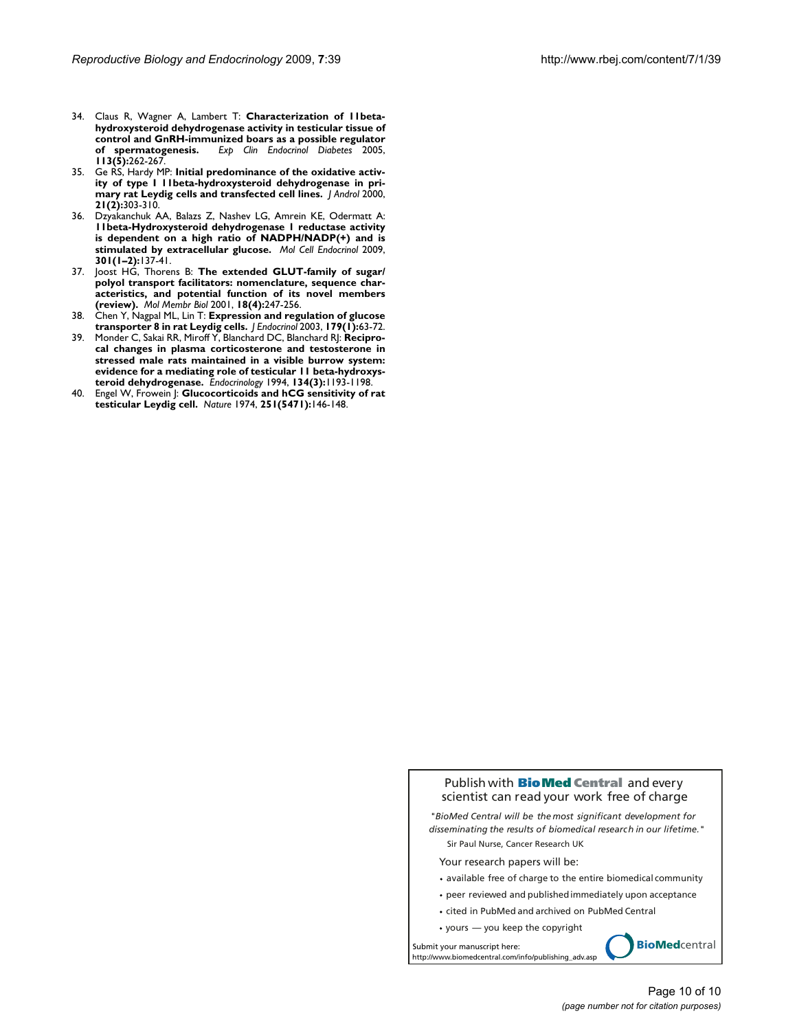34. Claus R, Wagner A, Lambert T: **Characterization of 11beta-hydroxysteroid dehydrogenase activity in testicular tissue of control and GnRH-immunized boars as a possible regulator of spermatogenesis.** *Exp Clin Endocrinol Diabetes* 2005, **113(5):**262-267.
35. Ge RS, Hardy MP: **Initial predominance of the oxidative activity of type I 11beta-hydroxysteroid dehydrogenase in primary rat Leydig cells and transfected cell lines.** *J Androl* 2000, **21(2):**303-310.
36. Dzyakanchuk AA, Balazs Z, Nashev LG, Amrein KE, Odermatt A: **11beta-Hydroxysteroid dehydrogenase 1 reductase activity is dependent on a high ratio of NADPH/NADP(+) and is stimulated by extracellular glucose.** *Mol Cell Endocrinol* 2009, **301(1–2):**137-41.
37. Joost HG, Thorens B: **The extended GLUT-family of sugar/polyol transport facilitators: nomenclature, sequence characteristics, and potential function of its novel members (review).** *Mol Membr Biol* 2001, **18(4):**247-256.
38. Chen Y, Nagpal ML, Lin T: **Expression and regulation of glucose transporter 8 in rat Leydig cells.** *J Endocrinol* 2003, **179(1):**63-72.
39. Monder C, Sakai RR, Miroff Y, Blanchard DC, Blanchard RJ: **Reciprocal changes in plasma corticosterone and testosterone in stressed male rats maintained in a visible burrow system: evidence for a mediating role of testicular 11 beta-hydroxysteroid dehydrogenase.** *Endocrinology* 1994, **134(3):**1193-1198.
40. Engel W, Frowein J: **Glucocorticoids and hCG sensitivity of rat testicular Leydig cell.** *Nature* 1974, **251(5471):**146-148.

Publish with **BioMed Central** and every scientist can read your work free of charge

*"BioMed Central will be the most significant development for disseminating the results of biomedical research in our lifetime."*

Sir Paul Nurse, Cancer Research UK

Your research papers will be:

- available free of charge to the entire biomedical community
- peer reviewed and published immediately upon acceptance
- cited in PubMed and archived on PubMed Central
- yours — you keep the copyright

Submit your manuscript here:
http://www.biomedcentral.com/info/publishing_adv.asp

**BioMed**central